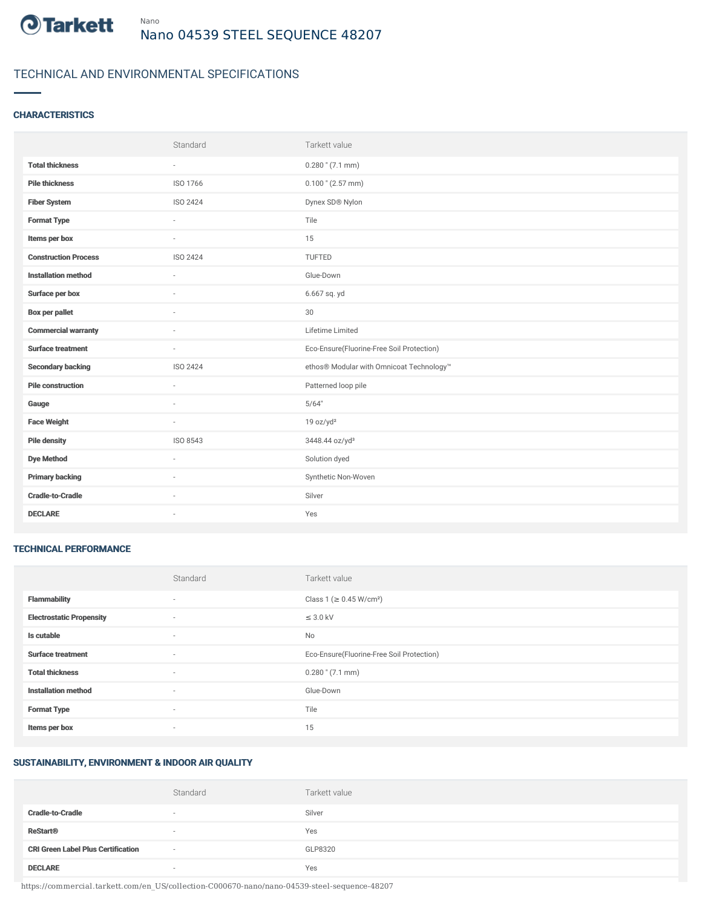Nano

# Nano 04539 STEEL SEQUENCE 48207

## TECHNICAL AND ENVIRONMENTAL SPECIFICATIONS

### CHARACTERISTICS

| | Standard | Tarkett value |
|---|---|---|
| **Total thickness** | - | 0.280 " (7.1 mm) |
| **Pile thickness** | ISO 1766 | 0.100 " (2.57 mm) |
| **Fiber System** | ISO 2424 | Dynex SD® Nylon |
| **Format Type** | - | Tile |
| **Items per box** | - | 15 |
| **Construction Process** | ISO 2424 | TUFTED |
| **Installation method** | - | Glue-Down |
| **Surface per box** | - | 6.667 sq. yd |
| **Box per pallet** | - | 30 |
| **Commercial warranty** | - | Lifetime Limited |
| **Surface treatment** | - | Eco-Ensure(Fluorine-Free Soil Protection) |
| **Secondary backing** | ISO 2424 | ethos® Modular with Omnicoat Technology™ |
| **Pile construction** | - | Patterned loop pile |
| **Gauge** | - | 5/64" |
| **Face Weight** | - | 19 oz/yd² |
| **Pile density** | ISO 8543 | 3448.44 oz/yd³ |
| **Dye Method** | - | Solution dyed |
| **Primary backing** | - | Synthetic Non-Woven |
| **Cradle-to-Cradle** | - | Silver |
| **DECLARE** | - | Yes |

### TECHNICAL PERFORMANCE

| | Standard | Tarkett value |
|---|---|---|
| **Flammability** | - | Class 1 (≥ 0.45 W/cm²) |
| **Electrostatic Propensity** | - | ≤ 3.0 kV |
| **Is cutable** | - | No |
| **Surface treatment** | - | Eco-Ensure(Fluorine-Free Soil Protection) |
| **Total thickness** | - | 0.280 " (7.1 mm) |
| **Installation method** | - | Glue-Down |
| **Format Type** | - | Tile |
| **Items per box** | - | 15 |

### SUSTAINABILITY, ENVIRONMENT & INDOOR AIR QUALITY

| | Standard | Tarkett value |
|---|---|---|
| **Cradle-to-Cradle** | - | Silver |
| **ReStart®** | - | Yes |
| **CRI Green Label Plus Certification** | - | GLP8320 |
| **DECLARE** | - | Yes |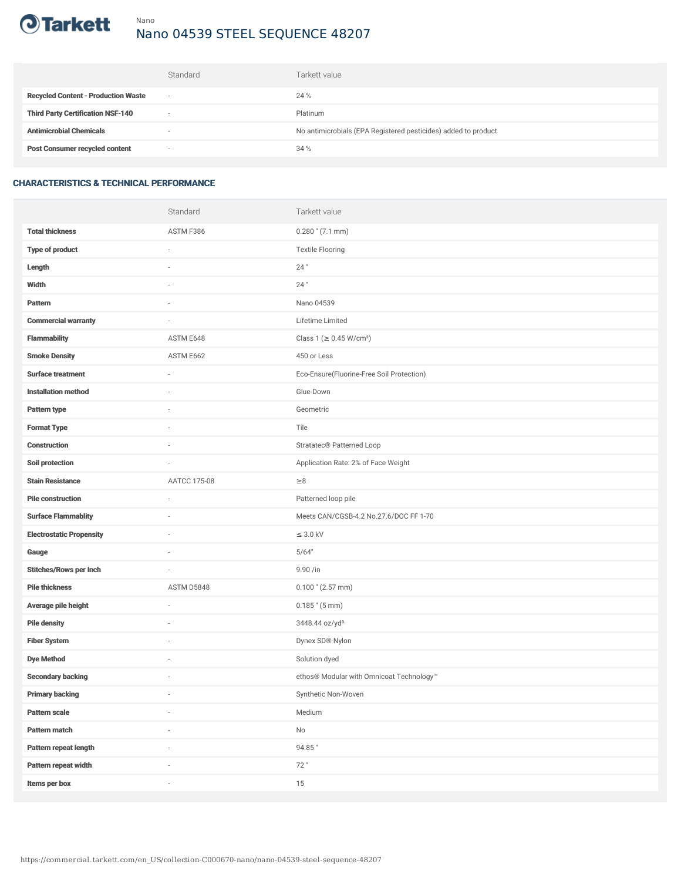Nano

# Nano 04539 STEEL SEQUENCE 48207

| | Standard | Tarkett value |
|---|---|---|
| **Recycled Content - Production Waste** | - | 24 % |
| **Third Party Certification NSF-140** | - | Platinum |
| **Antimicrobial Chemicals** | - | No antimicrobials (EPA Registered pesticides) added to product |
| **Post Consumer recycled content** | - | 34 % |

## CHARACTERISTICS & TECHNICAL PERFORMANCE

| | Standard | Tarkett value |
|---|---|---|
| **Total thickness** | ASTM F386 | 0.280 " (7.1 mm) |
| **Type of product** | - | Textile Flooring |
| **Length** | - | 24 " |
| **Width** | - | 24 " |
| **Pattern** | - | Nano 04539 |
| **Commercial warranty** | - | Lifetime Limited |
| **Flammability** | ASTM E648 | Class 1 (≥ 0.45 W/cm²) |
| **Smoke Density** | ASTM E662 | 450 or Less |
| **Surface treatment** | - | Eco-Ensure(Fluorine-Free Soil Protection) |
| **Installation method** | - | Glue-Down |
| **Pattern type** | - | Geometric |
| **Format Type** | - | Tile |
| **Construction** | - | Stratatec® Patterned Loop |
| **Soil protection** | - | Application Rate: 2% of Face Weight |
| **Stain Resistance** | AATCC 175-08 | ≥8 |
| **Pile construction** | - | Patterned loop pile |
| **Surface Flammablity** | - | Meets CAN/CGSB-4.2 No.27.6/DOC FF 1-70 |
| **Electrostatic Propensity** | - | ≤ 3.0 kV |
| **Gauge** | - | 5/64" |
| **Stitches/Rows per Inch** | - | 9.90 /in |
| **Pile thickness** | ASTM D5848 | 0.100 " (2.57 mm) |
| **Average pile height** | - | 0.185 " (5 mm) |
| **Pile density** | - | 3448.44 oz/yd³ |
| **Fiber System** | - | Dynex SD® Nylon |
| **Dye Method** | - | Solution dyed |
| **Secondary backing** | - | ethos® Modular with Omnicoat Technology™ |
| **Primary backing** | - | Synthetic Non-Woven |
| **Pattern scale** | - | Medium |
| **Pattern match** | - | No |
| **Pattern repeat length** | - | 94.85 " |
| **Pattern repeat width** | - | 72 " |
| **Items per box** | - | 15 |

https://commercial.tarkett.com/en_US/collection-C000670-nano/nano-04539-steel-sequence-48207